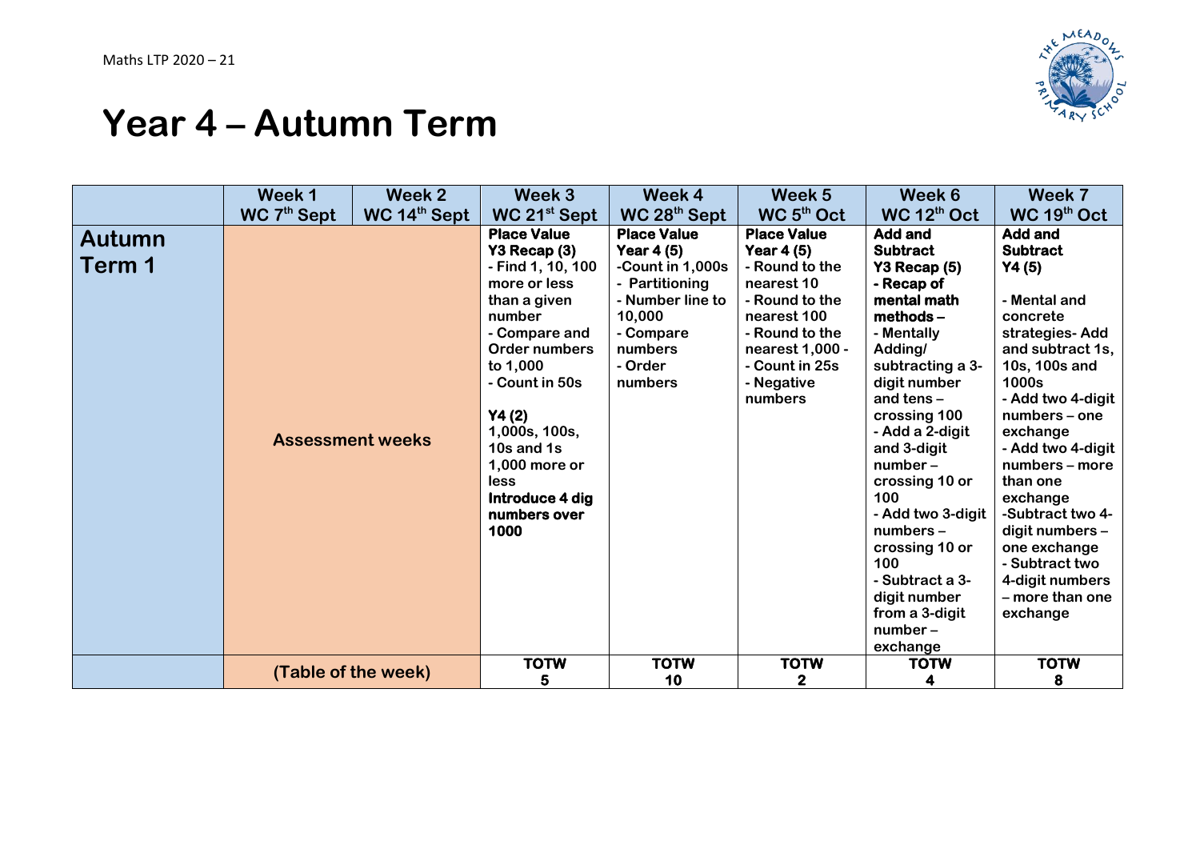Maths LTP 2020 – 21

# Year 4 – Autumn Term

| | Week 1 WC 7th Sept | Week 2 WC 14th Sept | Week 3 WC 21st Sept | Week 4 WC 28th Sept | Week 5 WC 5th Oct | Week 6 WC 12th Oct | Week 7 WC 19th Oct |
|---|---|---|---|---|---|---|---|
| **Autumn Term 1** | **Assessment weeks** | | **Place Value** **Y3 Recap (3)** - Find 1, 10, 100 more or less than a given number - Compare and Order numbers to 1,000 - Count in 50s **Y4 (2)** 1,000s, 100s, 10s and 1s 1,000 more or less **Introduce 4 dig numbers over 1000** | **Place Value** **Year 4 (5)** -Count in 1,000s - Partitioning - Number line to 10,000 - Compare numbers - Order numbers | **Place Value** **Year 4 (5)** - Round to the nearest 10 - Round to the nearest 100 - Round to the nearest 1,000 - Count in 25s - Negative numbers | **Add and Subtract** **Y3 Recap (5)** **- Recap of mental math methods –** - Mentally Adding/ subtracting a 3-digit number and tens – crossing 100 - Add a 2-digit and 3-digit number – crossing 10 or 100 - Add two 3-digit numbers – crossing 10 or 100 - Subtract a 3-digit number from a 3-digit number – exchange | **Add and Subtract** **Y4 (5)** - Mental and concrete strategies- Add and subtract 1s, 10s, 100s and 1000s - Add two 4-digit numbers – one exchange - Add two 4-digit numbers – more than one exchange -Subtract two 4-digit numbers – one exchange - Subtract two 4-digit numbers – more than one exchange |
| | **(Table of the week)** | | **TOTW** 5 | **TOTW** 10 | **TOTW** 2 | **TOTW** 4 | **TOTW** 8 |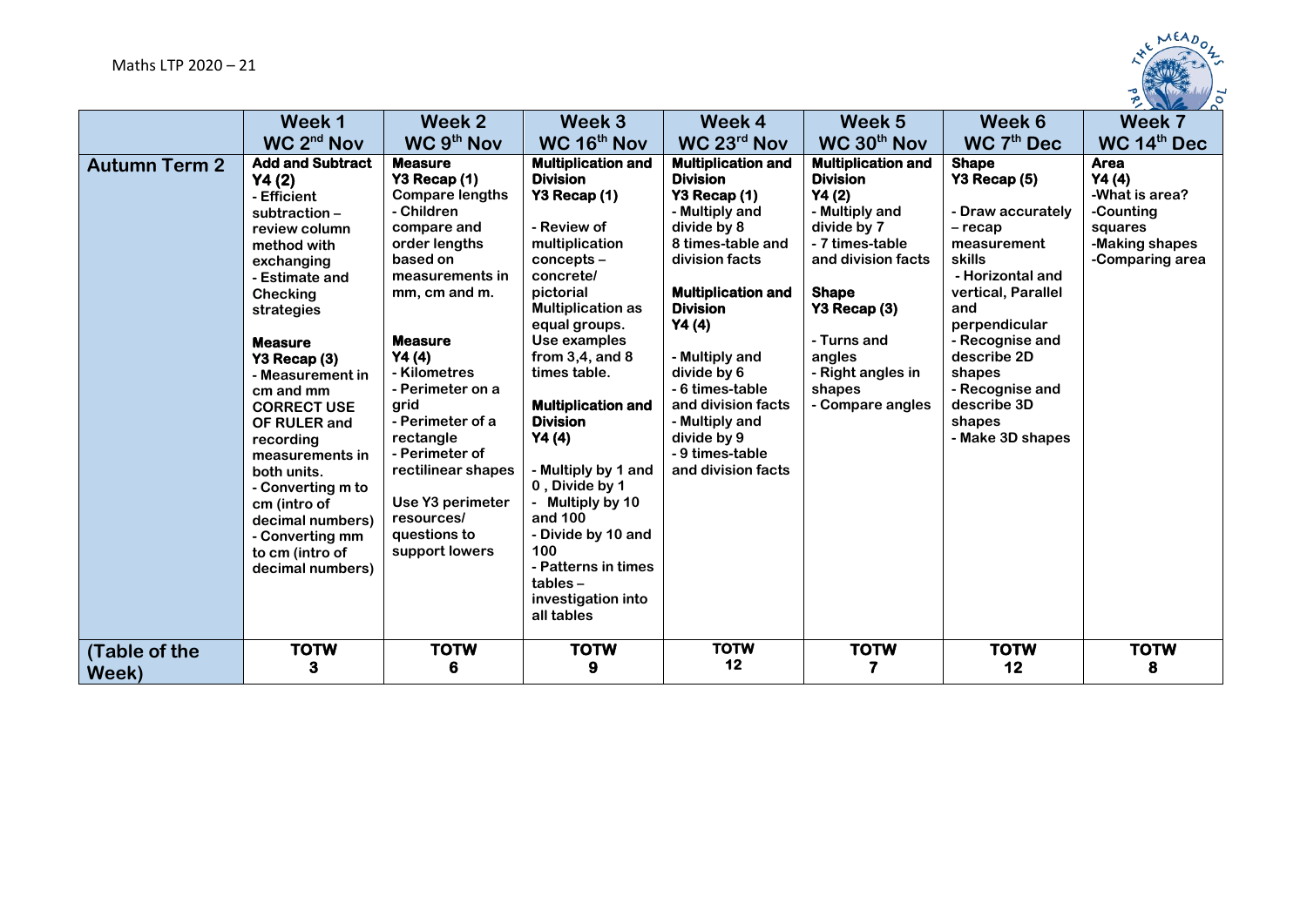Maths LTP 2020 – 21

| | Week 1 WC 2nd Nov | Week 2 WC 9th Nov | Week 3 WC 16th Nov | Week 4 WC 23rd Nov | Week 5 WC 30th Nov | Week 6 WC 7th Dec | Week 7 WC 14th Dec |
|---|---|---|---|---|---|---|---|
| **Autumn Term 2** | **Add and Subtract Y4 (2)**<br>- Efficient subtraction – review column method with exchanging<br>- Estimate and Checking strategies<br><br>**Measure Y3 Recap (3)**<br>- Measurement in cm and mm CORRECT USE OF RULER and recording measurements in both units.<br>- Converting m to cm (intro of decimal numbers)<br>- Converting mm to cm (intro of decimal numbers) | **Measure Y3 Recap (1)**<br>Compare lengths<br>- Children compare and order lengths based on measurements in mm, cm and m.<br><br>**Measure Y4 (4)**<br>- Kilometres<br>- Perimeter on a grid<br>- Perimeter of a rectangle<br>- Perimeter of rectilinear shapes<br><br>Use Y3 perimeter resources/ questions to support lowers | **Multiplication and Division Y3 Recap (1)**<br><br>- Review of multiplication concepts – concrete/ pictorial Multiplication as equal groups. Use examples from 3,4, and 8 times table.<br><br>**Multiplication and Division Y4 (4)**<br><br>- Multiply by 1 and 0 , Divide by 1<br>- Multiply by 10 and 100<br>- Divide by 10 and 100<br>- Patterns in times tables – investigation into all tables | **Multiplication and Division Y3 Recap (1)**<br>- Multiply and divide by 8<br>8 times-table and division facts<br><br>**Multiplication and Division Y4 (4)**<br><br>- Multiply and divide by 6<br>- 6 times-table and division facts<br>- Multiply and divide by 9<br>- 9 times-table and division facts | **Multiplication and Division Y4 (2)**<br>- Multiply and divide by 7<br>- 7 times-table and division facts<br><br>**Shape Y3 Recap (3)**<br><br>- Turns and angles<br>- Right angles in shapes<br>- Compare angles | **Shape Y3 Recap (5)**<br><br>- Draw accurately – recap measurement skills<br>- Horizontal and vertical, Parallel and perpendicular<br>- Recognise and describe 2D shapes<br>- Recognise and describe 3D shapes<br>- Make 3D shapes | **Area Y4 (4)**<br>-What is area?<br>-Counting squares<br>-Making shapes<br>-Comparing area |
| **(Table of the Week)** | **TOTW 3** | **TOTW 6** | **TOTW 9** | **TOTW 12** | **TOTW 7** | **TOTW 12** | **TOTW 8** |